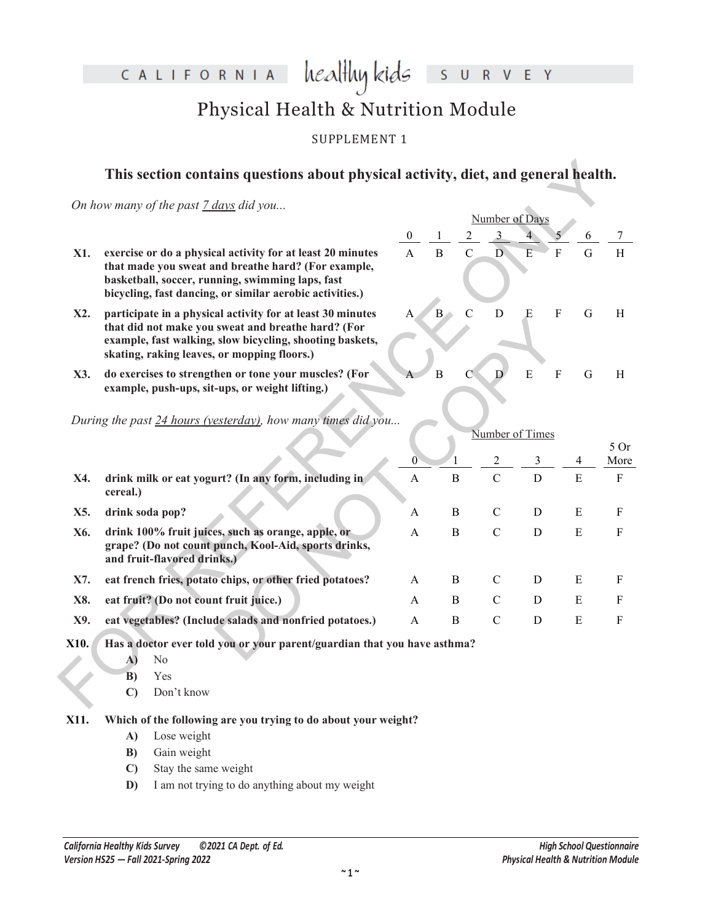# CALIFORNIA healthy kids SURVEY

## Physical Health & Nutrition Module

SUPPLEMENT 1

### This section contains questions about physical activity, diet, and general health.

*On how many of the past 7 days did you...*

| | | Number of Days | | | | | | | |
|---|---|---|---|---|---|---|---|---|---|
| | | 0 | 1 | 2 | 3 | 4 | 5 | 6 | 7 |
| **X1.** | **exercise or do a physical activity for at least 20 minutes that made you sweat and breathe hard? (For example, basketball, soccer, running, swimming laps, fast bicycling, fast dancing, or similar aerobic activities.)** | A | B | C | D | E | F | G | H |
| **X2.** | **participate in a physical activity for at least 30 minutes that did not make you sweat and breathe hard? (For example, fast walking, slow bicycling, shooting baskets, skating, raking leaves, or mopping floors.)** | A | B | C | D | E | F | G | H |
| **X3.** | **do exercises to strengthen or tone your muscles? (For example, push-ups, sit-ups, or weight lifting.)** | A | B | C | D | E | F | G | H |

*During the past 24 hours (yesterday), how many times did you...*

| | | Number of Times | | | | | |
|---|---|---|---|---|---|---|---|
| | | 0 | 1 | 2 | 3 | 4 | 5 Or More |
| **X4.** | **drink milk or eat yogurt? (In any form, including in cereal.)** | A | B | C | D | E | F |
| **X5.** | **drink soda pop?** | A | B | C | D | E | F |
| **X6.** | **drink 100% fruit juices, such as orange, apple, or grape? (Do not count punch, Kool-Aid, sports drinks, and fruit-flavored drinks.)** | A | B | C | D | E | F |
| **X7.** | **eat french fries, potato chips, or other fried potatoes?** | A | B | C | D | E | F |
| **X8.** | **eat fruit? (Do not count fruit juice.)** | A | B | C | D | E | F |
| **X9.** | **eat vegetables? (Include salads and nonfried potatoes.)** | A | B | C | D | E | F |

**X10. Has a doctor ever told you or your parent/guardian that you have asthma?**

- **A)** No
- **B)** Yes
- **C)** Don't know

**X11. Which of the following are you trying to do about your weight?**

- **A)** Lose weight
- **B)** Gain weight
- **C)** Stay the same weight
- **D)** I am not trying to do anything about my weight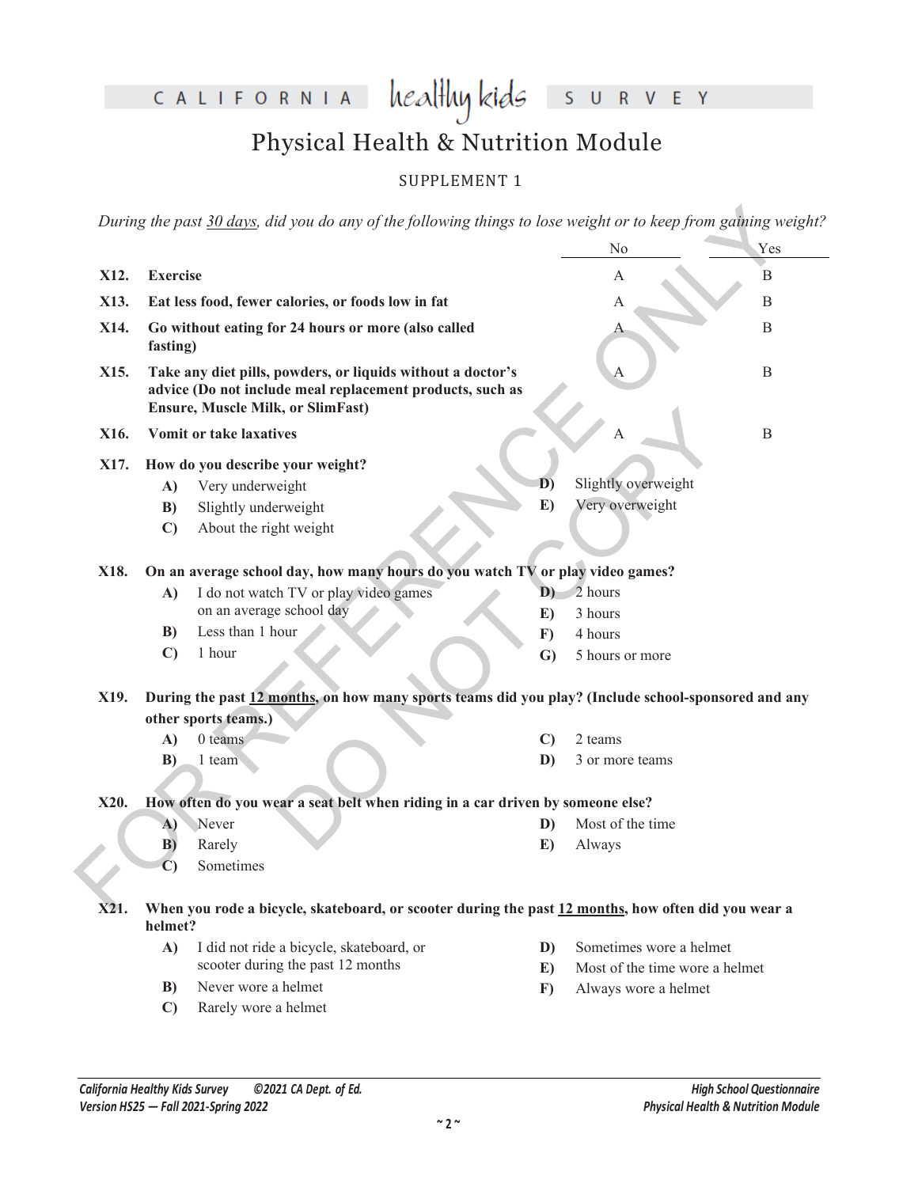# Physical Health & Nutrition Module

SUPPLEMENT 1

*During the past 30 days, did you do any of the following things to lose weight or to keep from gaining weight?*

| | | No | Yes |
|---|---|---|---|
| **X12.** | **Exercise** | A | B |
| **X13.** | **Eat less food, fewer calories, or foods low in fat** | A | B |
| **X14.** | **Go without eating for 24 hours or more (also called fasting)** | A | B |
| **X15.** | **Take any diet pills, powders, or liquids without a doctor's advice (Do not include meal replacement products, such as Ensure, Muscle Milk, or SlimFast)** | A | B |
| **X16.** | **Vomit or take laxatives** | A | B |

**X17. How do you describe your weight?**

- **A)** Very underweight
- **B)** Slightly underweight
- **C)** About the right weight
- **D)** Slightly overweight
- **E)** Very overweight

**X18. On an average school day, how many hours do you watch TV or play video games?**

- **A)** I do not watch TV or play video games on an average school day
- **B)** Less than 1 hour
- **C)** 1 hour
- **D)** 2 hours
- **E)** 3 hours
- **F)** 4 hours
- **G)** 5 hours or more

**X19. During the past 12 months, on how many sports teams did you play? (Include school-sponsored and any other sports teams.)**

- **A)** 0 teams
- **B)** 1 team
- **C)** 2 teams
- **D)** 3 or more teams

**X20. How often do you wear a seat belt when riding in a car driven by someone else?**

- **A)** Never
- **B)** Rarely
- **C)** Sometimes
- **D)** Most of the time
- **E)** Always

**X21. When you rode a bicycle, skateboard, or scooter during the past 12 months, how often did you wear a helmet?**

- **A)** I did not ride a bicycle, skateboard, or scooter during the past 12 months
- **B)** Never wore a helmet
- **C)** Rarely wore a helmet
- **D)** Sometimes wore a helmet
- **E)** Most of the time wore a helmet
- **F)** Always wore a helmet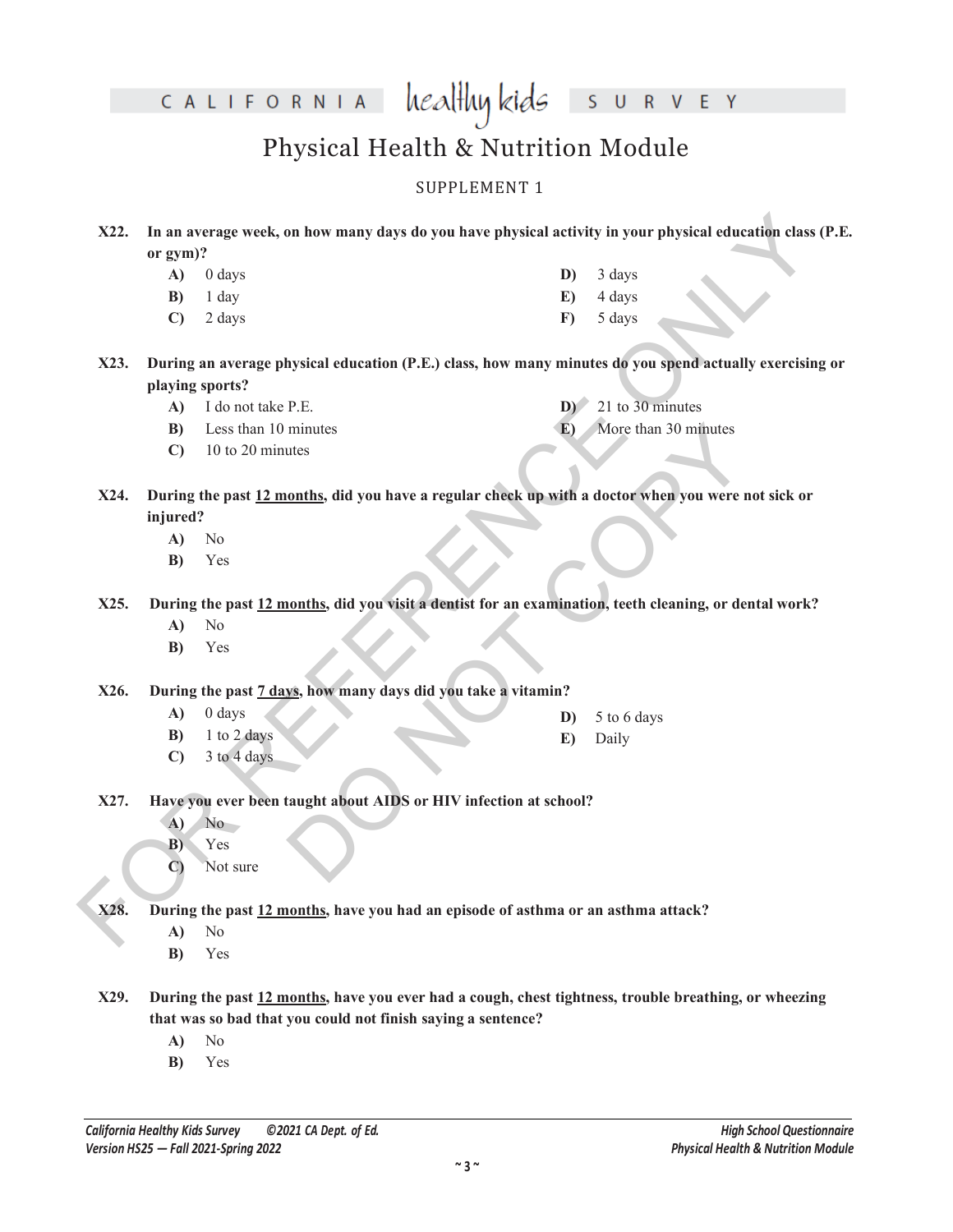# Physical Health & Nutrition Module

SUPPLEMENT 1

**X22. In an average week, on how many days do you have physical activity in your physical education class (P.E. or gym)?**

- **A)** 0 days
- **B)** 1 day
- **C)** 2 days
- **D)** 3 days
- **E)** 4 days
- **F)** 5 days

**X23. During an average physical education (P.E.) class, how many minutes do you spend actually exercising or playing sports?**

- **A)** I do not take P.E.
- **B)** Less than 10 minutes
- **C)** 10 to 20 minutes
- **D)** 21 to 30 minutes
- **E)** More than 30 minutes

**X24. During the past <u>12 months</u>, did you have a regular check up with a doctor when you were not sick or injured?**

- **A)** No
- **B)** Yes

**X25. During the past <u>12 months</u>, did you visit a dentist for an examination, teeth cleaning, or dental work?**

- **A)** No
- **B)** Yes

**X26. During the past <u>7 days</u>, how many days did you take a vitamin?**

- **A)** 0 days
- **B)** 1 to 2 days
- **C)** 3 to 4 days
- **D)** 5 to 6 days
- **E)** Daily

**X27. Have you ever been taught about AIDS or HIV infection at school?**

- **A)** No
- **B)** Yes
- **C)** Not sure

**X28. During the past <u>12 months</u>, have you had an episode of asthma or an asthma attack?**

- **A)** No
- **B)** Yes

**X29. During the past <u>12 months</u>, have you ever had a cough, chest tightness, trouble breathing, or wheezing that was so bad that you could not finish saying a sentence?**

- **A)** No
- **B)** Yes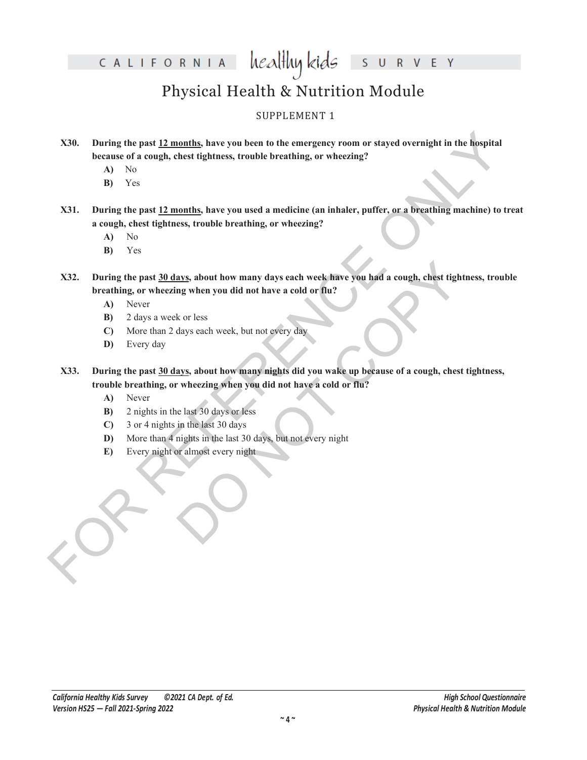# Physical Health & Nutrition Module

SUPPLEMENT 1

**X30. During the past <u>12 months</u>, have you been to the emergency room or stayed overnight in the hospital because of a cough, chest tightness, trouble breathing, or wheezing?**

- **A)** No
- **B)** Yes

**X31. During the past <u>12 months</u>, have you used a medicine (an inhaler, puffer, or a breathing machine) to treat a cough, chest tightness, trouble breathing, or wheezing?**

- **A)** No
- **B)** Yes

**X32. During the past <u>30 days</u>, about how many days each week have you had a cough, chest tightness, trouble breathing, or wheezing when you did not have a cold or flu?**

- **A)** Never
- **B)** 2 days a week or less
- **C)** More than 2 days each week, but not every day
- **D)** Every day

**X33. During the past <u>30 days</u>, about how many nights did you wake up because of a cough, chest tightness, trouble breathing, or wheezing when you did not have a cold or flu?**

- **A)** Never
- **B)** 2 nights in the last 30 days or less
- **C)** 3 or 4 nights in the last 30 days
- **D)** More than 4 nights in the last 30 days, but not every night
- **E)** Every night or almost every night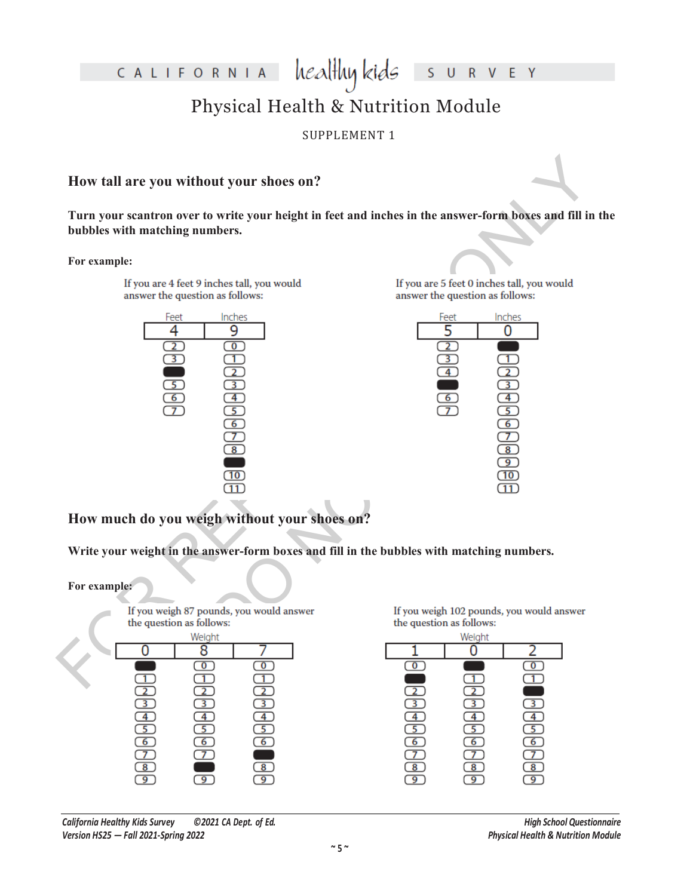# Physical Health & Nutrition Module

SUPPLEMENT 1

## How tall are you without your shoes on?

**Turn your scantron over to write your height in feet and inches in the answer-form boxes and fill in the bubbles with matching numbers.**

**For example:**

If you are 4 feet 9 inches tall, you would answer the question as follows:

Feet
4
2
3
4 (filled)
5
6
7

Inches
9
0
1
2
3
4
5
6
7
8
9 (filled)
10
11

If you are 5 feet 0 inches tall, you would answer the question as follows:

Feet
5
2
3
4
5 (filled)
6
7

Inches
0
0 (filled)
1
2
3
4
5
6
7
8
9
10
11

## How much do you weigh without your shoes on?

**Write your weight in the answer-form boxes and fill in the bubbles with matching numbers.**

**For example:**

If you weigh 87 pounds, you would answer the question as follows:

Weight
0 8 7
First digit: 0 (filled), 1, 2, 3, 4, 5, 6, 7, 8, 9
Second digit: 0, 1, 2, 3, 4, 5, 6, 7, 8 (filled), 9
Third digit: 0, 1, 2, 3, 4, 5, 6, 7 (filled), 8, 9

If you weigh 102 pounds, you would answer the question as follows:

Weight
1 0 2
First digit: 0, 1 (filled), 2, 3, 4, 5, 6, 7, 8, 9
Second digit: 0 (filled), 1, 2, 3, 4, 5, 6, 7, 8, 9
Third digit: 0, 1, 2 (filled), 3, 4, 5, 6, 7, 8, 9